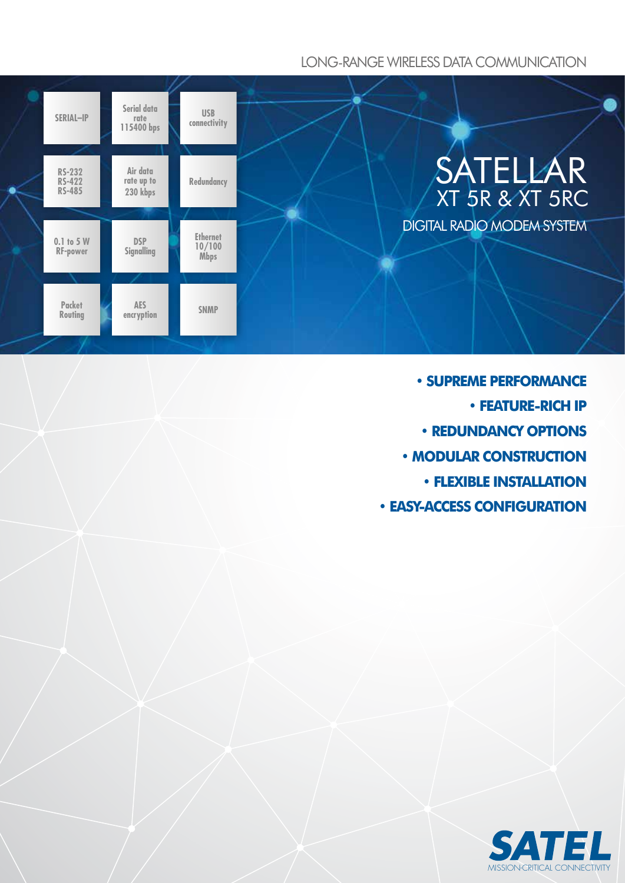LONG-RANGE WIRELESS DATA COMMUNICATION

| | | |
|---|---|---|
| SERIAL–IP | Serial data rate 115400 bps | USB connectivity |
| RS-232 RS-422 RS-485 | Air data rate up to 230 kbps | Redundancy |
| 0.1 to 5 W RF-power | DSP Signalling | Ethernet 10/100 Mbps |
| Packet Routing | AES encryption | SNMP |

# SATELLAR

## XT 5R & XT 5RC

### DIGITAL RADIO MODEM SYSTEM

- **SUPREME PERFORMANCE**
- **FEATURE-RICH IP**
- **REDUNDANCY OPTIONS**
- **MODULAR CONSTRUCTION**
- **FLEXIBLE INSTALLATION**
- **EASY-ACCESS CONFIGURATION**

**SATEL**

MISSION-CRITICAL CONNECTIVITY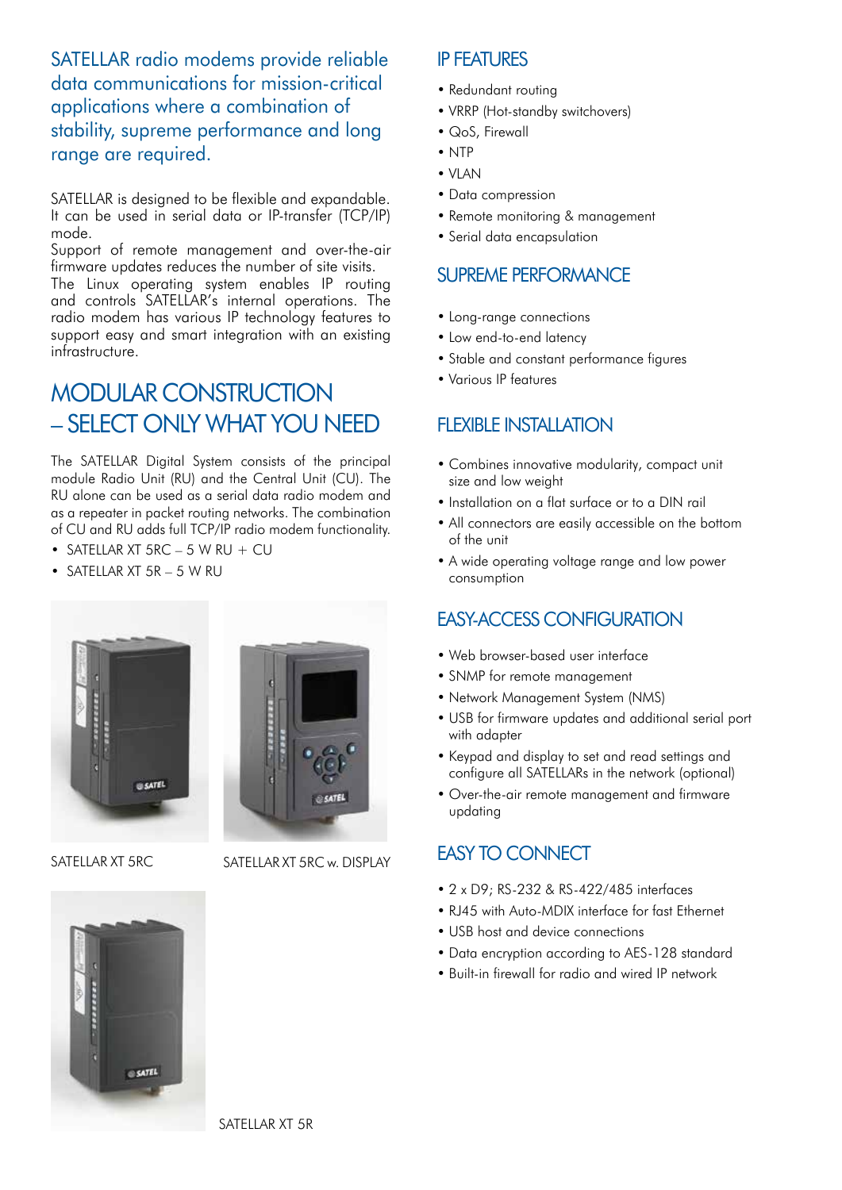SATELLAR radio modems provide reliable data communications for mission-critical applications where a combination of stability, supreme performance and long range are required.

SATELLAR is designed to be flexible and expandable. It can be used in serial data or IP-transfer (TCP/IP) mode.
Support of remote management and over-the-air firmware updates reduces the number of site visits.
The Linux operating system enables IP routing and controls SATELLAR's internal operations. The radio modem has various IP technology features to support easy and smart integration with an existing infrastructure.

## MODULAR CONSTRUCTION – SELECT ONLY WHAT YOU NEED

The SATELLAR Digital System consists of the principal module Radio Unit (RU) and the Central Unit (CU). The RU alone can be used as a serial data radio modem and as a repeater in packet routing networks. The combination of CU and RU adds full TCP/IP radio modem functionality.

- SATELLAR XT 5RC – 5 W RU + CU
- SATELLAR XT 5R – 5 W RU

SATELLAR XT 5RC

SATELLAR XT 5RC w. DISPLAY

SATELLAR XT 5R

## IP FEATURES

- Redundant routing
- VRRP (Hot-standby switchovers)
- QoS, Firewall
- NTP
- VLAN
- Data compression
- Remote monitoring & management
- Serial data encapsulation

## SUPREME PERFORMANCE

- Long-range connections
- Low end-to-end latency
- Stable and constant performance figures
- Various IP features

## FLEXIBLE INSTALLATION

- Combines innovative modularity, compact unit size and low weight
- Installation on a flat surface or to a DIN rail
- All connectors are easily accessible on the bottom of the unit
- A wide operating voltage range and low power consumption

## EASY-ACCESS CONFIGURATION

- Web browser-based user interface
- SNMP for remote management
- Network Management System (NMS)
- USB for firmware updates and additional serial port with adapter
- Keypad and display to set and read settings and configure all SATELLARs in the network (optional)
- Over-the-air remote management and firmware updating

## EASY TO CONNECT

- 2 x D9; RS-232 & RS-422/485 interfaces
- RJ45 with Auto-MDIX interface for fast Ethernet
- USB host and device connections
- Data encryption according to AES-128 standard
- Built-in firewall for radio and wired IP network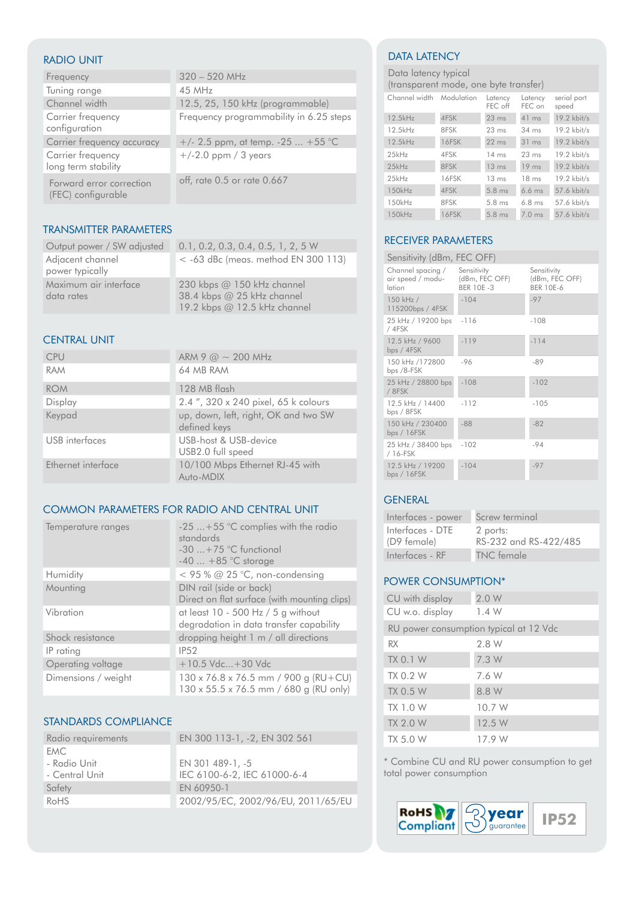## RADIO UNIT

| | |
|---|---|
| Frequency | 320 – 520 MHz |
| Tuning range | 45 MHz |
| Channel width | 12.5, 25, 150 kHz (programmable) |
| Carrier frequency configuration | Frequency programmability in 6.25 steps |
| Carrier frequency accuracy | +/- 2.5 ppm, at temp. -25 ... +55 °C |
| Carrier frequency long term stability | +/-2.0 ppm / 3 years |
| Forward error correction (FEC) configurable | off, rate 0.5 or rate 0.667 |

## TRANSMITTER PARAMETERS

| | |
|---|---|
| Output power / SW adjusted | 0.1, 0.2, 0.3, 0.4, 0.5, 1, 2, 5 W |
| Adjacent channel power typically | < -63 dBc (meas. method EN 300 113) |
| Maximum air interface data rates | 230 kbps @ 150 kHz channel<br>38.4 kbps @ 25 kHz channel<br>19.2 kbps @ 12.5 kHz channel |

## CENTRAL UNIT

| | |
|---|---|
| CPU | ARM 9 @ ~ 200 MHz |
| RAM | 64 MB RAM |
| ROM | 128 MB flash |
| Display | 2.4 ", 320 x 240 pixel, 65 k colours |
| Keypad | up, down, left, right, OK and two SW defined keys |
| USB interfaces | USB-host & USB-device<br>USB2.0 full speed |
| Ethernet interface | 10/100 Mbps Ethernet RJ-45 with Auto-MDIX |

## COMMON PARAMETERS FOR RADIO AND CENTRAL UNIT

| | |
|---|---|
| Temperature ranges | -25 ...+55 °C complies with the radio standards<br>-30 ...+75 °C functional<br>-40 ... +85 °C storage |
| Humidity | < 95 % @ 25 °C, non-condensing |
| Mounting | DIN rail (side or back)<br>Direct on flat surface (with mounting clips) |
| Vibration | at least 10 - 500 Hz / 5 g without degradation in data transfer capability |
| Shock resistance | dropping height 1 m / all directions |
| IP rating | IP52 |
| Operating voltage | +10.5 Vdc...+30 Vdc |
| Dimensions / weight | 130 x 76.8 x 76.5 mm / 900 g (RU+CU)<br>130 x 55.5 x 76.5 mm / 680 g (RU only) |

## STANDARDS COMPLIANCE

| | |
|---|---|
| Radio requirements | EN 300 113-1, -2, EN 302 561 |
| EMC<br>- Radio Unit<br>- Central Unit | <br>EN 301 489-1, -5<br>IEC 6100-6-2, IEC 61000-6-4 |
| Safety | EN 60950-1 |
| RoHS | 2002/95/EC, 2002/96/EU, 2011/65/EU |

## DATA LATENCY

| Data latency typical (transparent mode, one byte transfer) | | | | |
|---|---|---|---|---|
| Channel width | Modulation | Latency FEC off | Latency FEC on | serial port speed |
| 12.5kHz | 4FSK | 23 ms | 41 ms | 19.2 kbit/s |
| 12.5kHz | 8FSK | 23 ms | 34 ms | 19.2 kbit/s |
| 12.5kHz | 16FSK | 22 ms | 31 ms | 19.2 kbit/s |
| 25kHz | 4FSK | 14 ms | 23 ms | 19.2 kbit/s |
| 25kHz | 8FSK | 13 ms | 19 ms | 19.2 kbit/s |
| 25kHz | 16FSK | 13 ms | 18 ms | 19.2 kbit/s |
| 150kHz | 4FSK | 5.8 ms | 6.6 ms | 57.6 kbit/s |
| 150kHz | 8FSK | 5.8 ms | 6.8 ms | 57.6 kbit/s |
| 150kHz | 16FSK | 5.8 ms | 7.0 ms | 57.6 kbit/s |

## RECEIVER PARAMETERS

| Sensitivity (dBm, FEC OFF) | | |
|---|---|---|
| Channel spacing / air speed / modulation | Sensitivity (dBm, FEC OFF) BER 10E -3 | Sensitivity (dBm, FEC OFF) BER 10E-6 |
| 150 kHz / 115200bps / 4FSK | -104 | -97 |
| 25 kHz / 19200 bps / 4FSK | -116 | -108 |
| 12.5 kHz / 9600 bps / 4FSK | -119 | -114 |
| 150 kHz /172800 bps /8-FSK | -96 | -89 |
| 25 kHz / 28800 bps / 8FSK | -108 | -102 |
| 12.5 kHz / 14400 bps / 8FSK | -112 | -105 |
| 150 kHz / 230400 bps / 16FSK | -88 | -82 |
| 25 kHz / 38400 bps / 16-FSK | -102 | -94 |
| 12.5 kHz / 19200 bps / 16FSK | -104 | -97 |

## GENERAL

| | |
|---|---|
| Interfaces - power | Screw terminal |
| Interfaces - DTE (D9 female) | 2 ports:<br>RS-232 and RS-422/485 |
| Interfaces - RF | TNC female |

## POWER CONSUMPTION*

| | |
|---|---|
| CU with display | 2.0 W |
| CU w.o. display | 1.4 W |
| RU power consumption typical at 12 Vdc | |
| RX | 2.8 W |
| TX 0.1 W | 7.3 W |
| TX 0.2 W | 7.6 W |
| TX 0.5 W | 8.8 W |
| TX 1.0 W | 10.7 W |
| TX 2.0 W | 12.5 W |
| TX 5.0 W | 17.9 W |

* Combine CU and RU power consumption to get total power consumption

RoHS Compliant | 3 year guarantee | IP52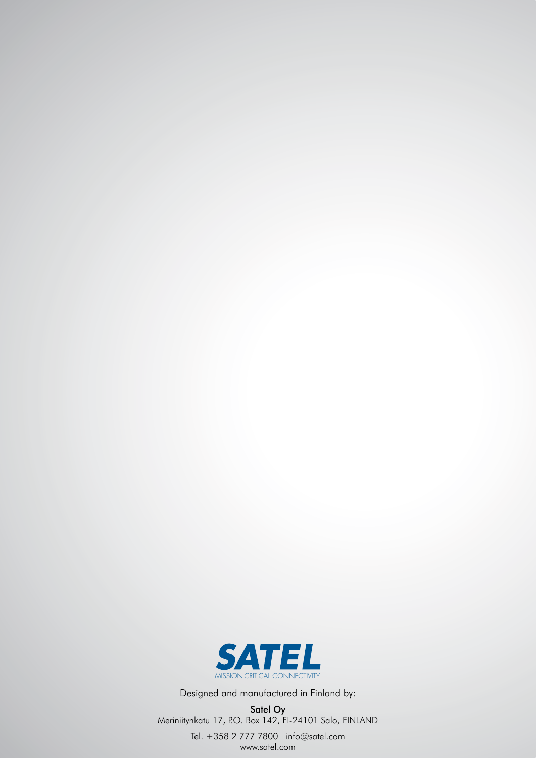SATEL

MISSION-CRITICAL CONNECTIVITY

Designed and manufactured in Finland by:

Satel Oy
Meriniitynkatu 17, P.O. Box 142, FI-24101 Salo, FINLAND

Tel. +358 2 777 7800 info@satel.com
www.satel.com